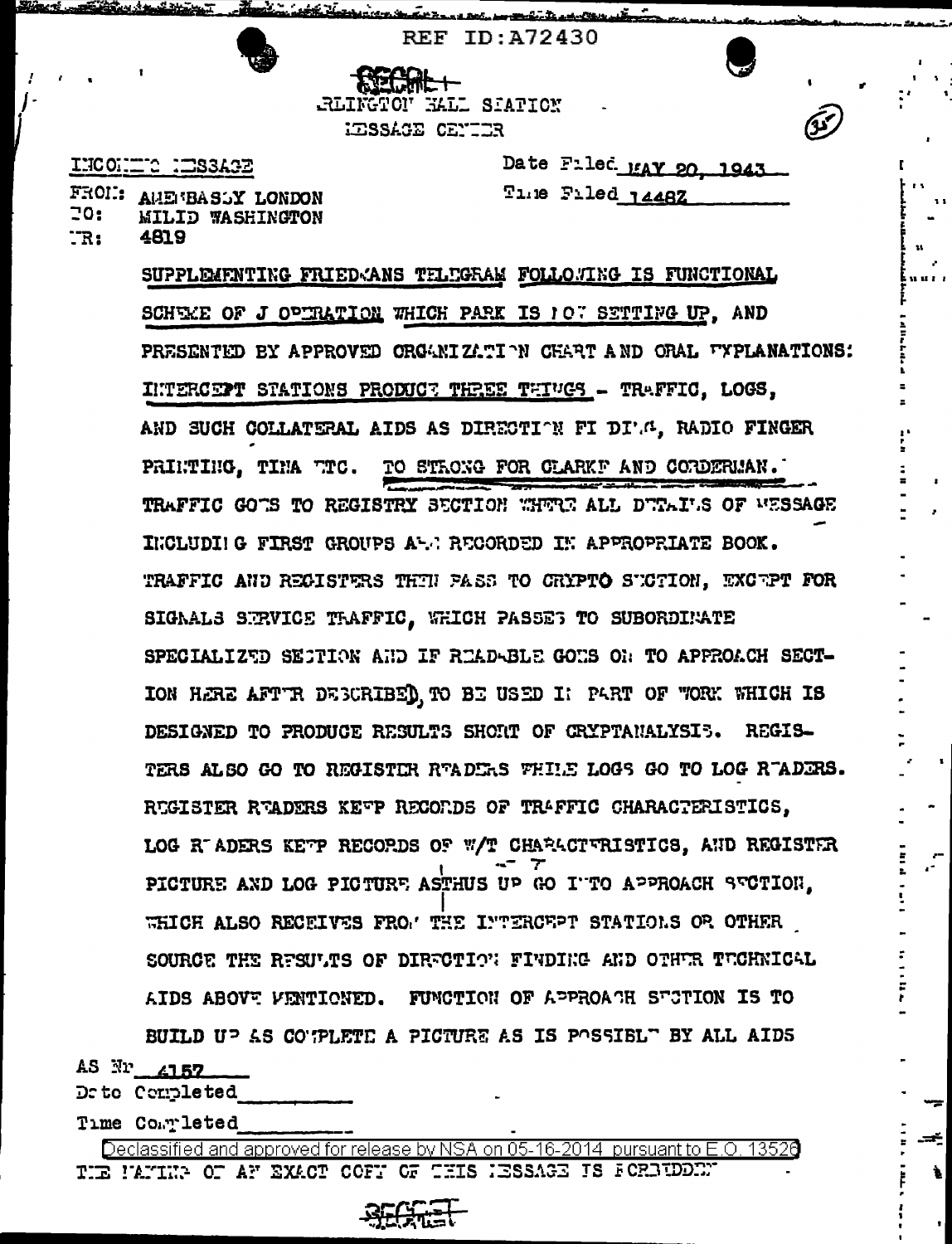REF ID:A72430

SECRET

ARLINGTON HALL STATION
MESSAGE CENTER

INCOMING MESSAGE

Date Filed MAY 20, 1943

Time Filed 1448Z

FROM: AMEMBASSY LONDON
TO: MILID WASHINGTON
NR: 4819

SUPPLEMENTING FRIEDMANS TELEGRAM FOLLOWING IS FUNCTIONAL SCHEME OF J OPERATION WHICH PARK IS NOW SETTING UP, AND PRESENTED BY APPROVED ORGANIZATION CHART AND ORAL EXPLANATIONS: INTERCEPT STATIONS PRODUCE THREE THINGS - TRAFFIC, LOGS, AND SUCH COLLATERAL AIDS AS DIRECTION FINDING, RADIO FINGER PRINTING, TINA ETC. TO STRONG FOR CLARKE AND CORDERMAN. TRAFFIC GOES TO REGISTRY SECTION WHERE ALL DETAILS OF MESSAGE INCLUDING FIRST GROUPS ARE RECORDED IN APPROPRIATE BOOK. TRAFFIC AND REGISTERS THEN PASS TO CRYPTO SECTION, EXCEPT FOR SIGNALS SERVICE TRAFFIC, WHICH PASSES TO SUBORDINATE SPECIALIZED SECTION AND IF READABLE GOES ON TO APPROACH SECTION HERE AFTER DESCRIBED, TO BE USED IN PART OF WORK WHICH IS DESIGNED TO PRODUCE RESULTS SHORT OF CRYPTANALYSIS. REGISTERS ALSO GO TO REGISTER READERS WHILE LOGS GO TO LOG READERS. REGISTER READERS KEEP RECORDS OF TRAFFIC CHARACTERISTICS, LOG READERS KEEP RECORDS OF W/T CHARACTERISTICS, AND REGISTER PICTURE AND LOG PICTURE AS THUS UP GO INTO APPROACH SECTION, WHICH ALSO RECEIVES FROM THE INTERCEPT STATIONS OR OTHER SOURCE THE RESULTS OF DIRECTION FINDING AND OTHER TECHNICAL AIDS ABOVE MENTIONED. FUNCTION OF APPROACH SECTION IS TO BUILD UP AS COMPLETE A PICTURE AS IS POSSIBLE BY ALL AIDS

AS Nr 4157
Date Completed
Time Completed

Declassified and approved for release by NSA on 05-16-2014 pursuant to E.O. 13526

THE MAKING OF AN EXACT COPY OF THIS MESSAGE IS FORBIDDEN

SECRET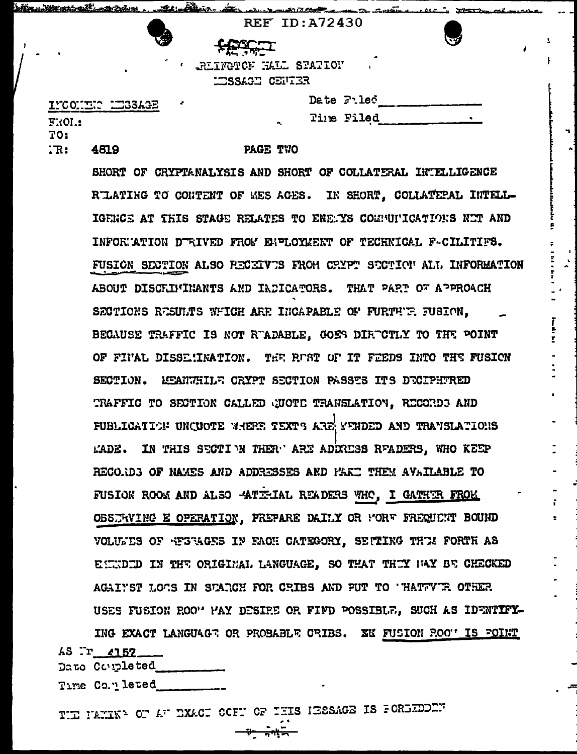REF ID:A72430

SECRET

ARLINGTON HALL STATION
MESSAGE CENTER

INCOMING MESSAGE

FROM:
TO:
NR: 4819

Date Filed \_\_\_\_\_\_\_\_\_\_
Time Filed \_\_\_\_\_\_\_\_\_\_

PAGE TWO

SHORT OF CRYPTANALYSIS AND SHORT OF COLLATERAL INTELLIGENCE RELATING TO CONTENT OF MESSAGES. IN SHORT, COLLATERAL INTELLIGENCE AT THIS STAGE RELATES TO ENEMYS COMMUNICATIONS NET AND INFORMATION DERIVED FROM EMPLOYMENT OF TECHNICAL FACILITIES. FUSION SECTION ALSO RECEIVES FROM CRYPT SECTION ALL INFORMATION ABOUT DISCRIMINANTS AND INDICATORS. THAT PART OF APPROACH SECTIONS RESULTS WHICH ARE INCAPABLE OF FURTHER FUSION, BECAUSE TRAFFIC IS NOT READABLE, GOES DIRECTLY TO THE POINT OF FINAL DISSEMINATION. THE REST OF IT FEEDS INTO THE FUSION SECTION. MEANWHILE CRYPT SECTION PASSES ITS DECIPHERED TRAFFIC TO SECTION CALLED QUOTE TRANSLATION, RECORDS AND PUBLICATION UNQUOTE WHERE TEXTS ARE MENDED AND TRANSLATIONS MADE. IN THIS SECTION THERE ARE ADDRESS READERS, WHO KEEP RECORDS OF NAMES AND ADDRESSES AND MAKE THEM AVAILABLE TO FUSION ROOM AND ALSO MATERIAL READERS WHO, I GATHER FROM OBSERVING E OPERATION, PREPARE DAILY OR MORE FREQUENT BOUND VOLUMES OF MESSAGES IN EACH CATEGORY, SETTING THEM FORTH AS EMENDED IN THE ORIGINAL LANGUAGE, SO THAT THEY MAY BE CHECKED AGAINST LOGS IN SEARCH FOR CRIBS AND PUT TO WHATEVER OTHER USES FUSION ROOM MAY DESIRE OR FIND POSSIBLE, SUCH AS IDENTIFYING EXACT LANGUAGE OR PROBABLE CRIBS. ~~EN~~ FUSION ROOM IS POINT

AS Nr 4157
Date Completed \_\_\_\_\_\_\_\_\_\_
Time Completed \_\_\_\_\_\_\_\_\_\_

THE MAKING OF AN EXACT COPY OF THIS MESSAGE IS FORBIDDEN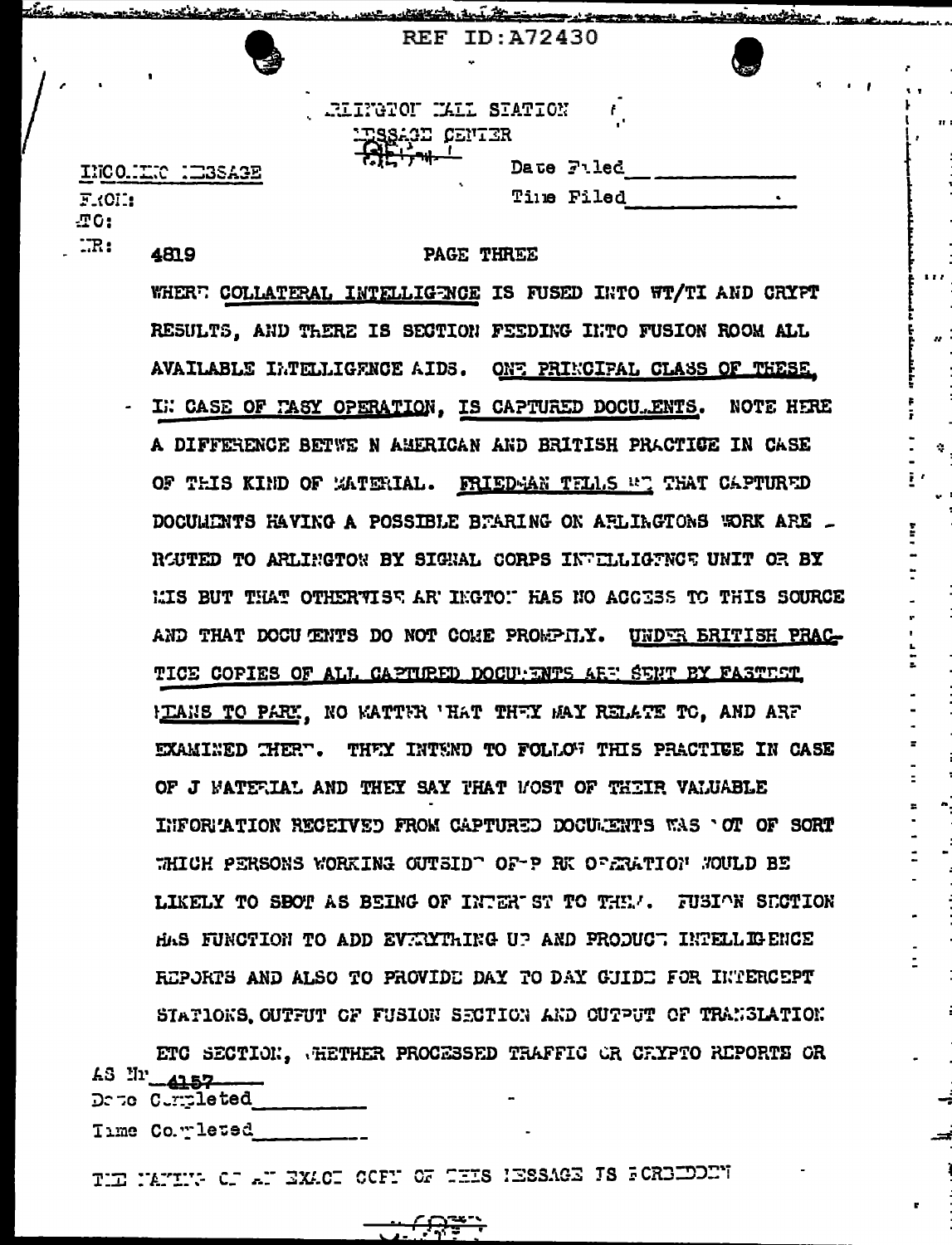REF ID:A72430

ARLINGTON HALL STATION
MESSAGE CENTER

INCOMING MESSAGE

FROM:
TO:
NR: 4819

Date Filed ____________
Time Filed ____________

PAGE THREE

WHERE COLLATERAL INTELLIGENCE IS FUSED INTO WT/TI AND CRYPT RESULTS, AND THERE IS SECTION FEEDING INTO FUSION ROOM ALL AVAILABLE INTELLIGENCE AIDS. ONE PRINCIPAL CLASS OF THESE, IN CASE OF EASY OPERATION, IS CAPTURED DOCUMENTS. NOTE HERE A DIFFERENCE BETWEEN AMERICAN AND BRITISH PRACTICE IN CASE OF THIS KIND OF MATERIAL. FRIEDMAN TELLS ME THAT CAPTURED DOCUMENTS HAVING A POSSIBLE BEARING ON ARLINGTONS WORK ARE ROUTED TO ARLINGTON BY SIGNAL CORPS INTELLIGENCE UNIT OR BY MIS BUT THAT OTHERWISE ARLINGTON HAS NO ACCESS TO THIS SOURCE AND THAT DOCUMENTS DO NOT COME PROMPTLY. UNDER BRITISH PRACTICE COPIES OF ALL CAPTURED DOCUMENTS ARE SENT BY FASTEST MEANS TO PARK, NO MATTER WHAT THEY MAY RELATE TO, AND ARE EXAMINED THERE. THEY INTEND TO FOLLOW THIS PRACTICE IN CASE OF J MATERIAL AND THEY SAY THAT MOST OF THEIR VALUABLE INFORMATION RECEIVED FROM CAPTURED DOCUMENTS WAS NOT OF SORT WHICH PERSONS WORKING OUTSIDE OF PARK OPERATION WOULD BE LIKELY TO SPOT AS BEING OF INTEREST TO THEM. FUSION SECTION HAS FUNCTION TO ADD EVERYTHING UP AND PRODUCE INTELLIGENCE REPORTS AND ALSO TO PROVIDE DAY TO DAY GUIDE FOR INTERCEPT STATIONS. OUTPUT OF FUSION SECTION AND OUTPUT OF TRANSLATION ETC SECTION, WHETHER PROCESSED TRAFFIC OR CRYPTO REPORTS OR

AS Nr 4157
Date Completed ____________
Time Completed ____________

THE MAKING OF AN EXACT COPY OF THIS MESSAGE IS FORBIDDEN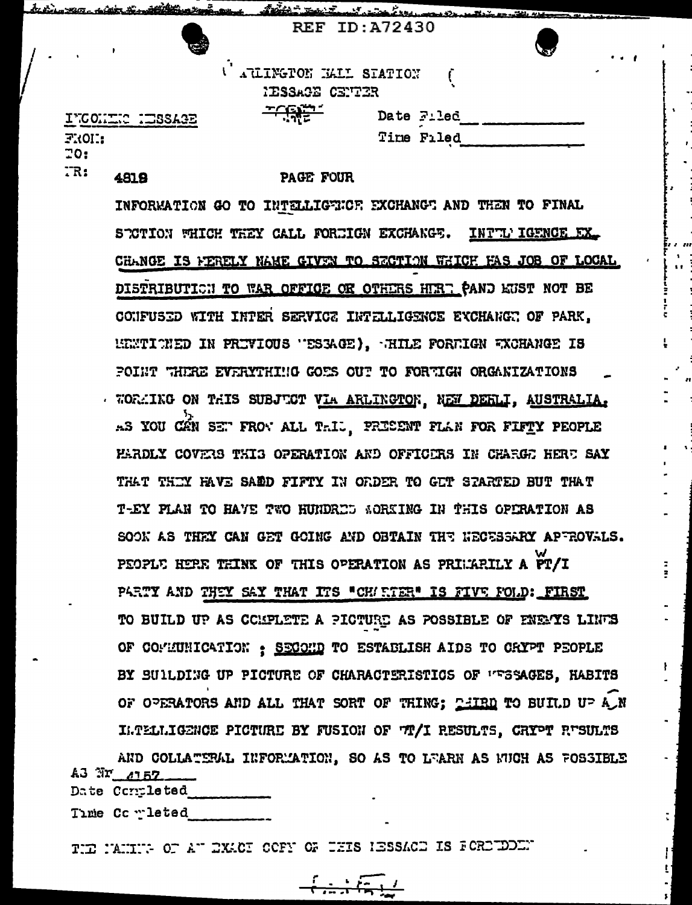REF ID:A72430

ARLINGTON HALL STATION
MESSAGE CENTER

INCOMING MESSAGE

FROM:
TO:
NR: 4818

Date Filed
Time Filed

PAGE FOUR

INFORMATION GO TO INTELLIGENCE EXCHANGE AND THEN TO FINAL SECTION WHICH THEY CALL FOREIGN EXCHANGE. INTELLIGENCE EXCHANGE IS MERELY NAME GIVEN TO SECTION WHICH HAS JOB OF LOCAL DISTRIBUTION TO WAR OFFICE OR OTHERS HERE (AND MUST NOT BE CONFUSED WITH INTER SERVICE INTELLIGENCE EXCHANGE OF PARK, MENTIONED IN PREVIOUS MESSAGE), WHILE FOREIGN EXCHANGE IS POINT WHERE EVERYTHING GOES OUT TO FOREIGN ORGANIZATIONS WORKING ON THIS SUBJECT VIA ARLINGTON, NEW DEHLI, AUSTRALIA. AS YOU CAN SEE FROM ALL THIS, PRESENT PLAN FOR FIFTY PEOPLE HARDLY COVERS THIS OPERATION AND OFFICERS IN CHARGE HERE SAY THAT THEY HAVE SAID FIFTY IN ORDER TO GET STARTED BUT THAT THEY PLAN TO HAVE TWO HUNDRED WORKING IN THIS OPERATION AS SOON AS THEY CAN GET GOING AND OBTAIN THE NECESSARY APPROVALS. PEOPLE HERE THINK OF THIS OPERATION AS PRIMARILY A WT/I PARTY AND THEY SAY THAT ITS "CHARTER" IS FIVE FOLD: FIRST TO BUILD UP AS COMPLETE A PICTURE AS POSSIBLE OF ENEMYS LINES OF COMMUNICATION ; SECOND TO ESTABLISH AIDS TO CRYPT PEOPLE BY BUILDING UP PICTURE OF CHARACTERISTICS OF MESSAGES, HABITS OF OPERATORS AND ALL THAT SORT OF THING; THIRD TO BUILD UP AN INTELLIGENCE PICTURE BY FUSION OF WT/I RESULTS, CRYPT RESULTS AND COLLATERAL INFORMATION, SO AS TO LEARN AS MUCH AS POSSIBLE

AS Nr 4157
Date Completed
Time Completed

THE MAKING OF AN EXACT COPY OF THIS MESSAGE IS FORBIDDEN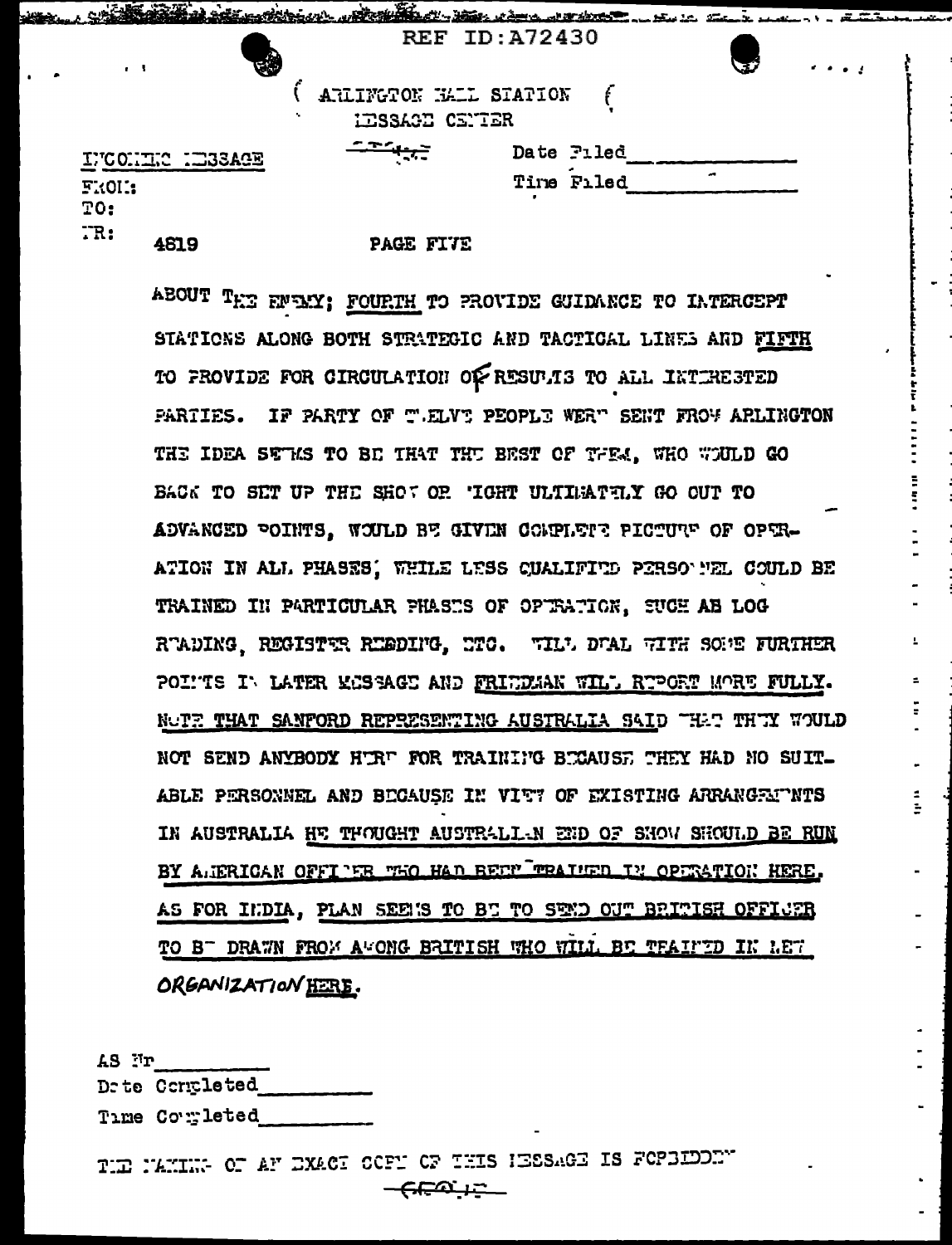REF ID:A72430

ARLINGTON HALL STATION
MESSAGE CENTER

INCOMING MESSAGE

FROM:
TO:
NR: 4819

Date Filed ___________
Time Filed ___________

PAGE FIVE

ABOUT THE ENEMY; FOURTH TO PROVIDE GUIDANCE TO INTERCEPT STATIONS ALONG BOTH STRATEGIC AND TACTICAL LINES AND FIFTH TO PROVIDE FOR CIRCULATION OF RESULTS TO ALL INTERESTED PARTIES. IF PARTY OF TWELVE PEOPLE WERE SENT FROM ARLINGTON THE IDEA SEEMS TO BE THAT THE BEST OF THEM, WHO WOULD GO BACK TO SET UP THE SHOW OR MIGHT ULTIMATELY GO OUT TO ADVANCED POINTS, WOULD BE GIVEN COMPLETE PICTURE OF OPERATION IN ALL PHASES, WHILE LESS QUALIFIED PERSONNEL COULD BE TRAINED IN PARTICULAR PHASES OF OPERATION, SUCH AS LOG READING, REGISTER READING, ETC. WILL DEAL WITH SOME FURTHER POINTS IN LATER MESSAGE AND FRIEDMAN WILL REPORT MORE FULLY. NOTE THAT SANFORD REPRESENTING AUSTRALIA SAID THAT THEY WOULD NOT SEND ANYBODY HERE FOR TRAINING BECAUSE THEY HAD NO SUITABLE PERSONNEL AND BECAUSE IN VIEW OF EXISTING ARRANGEMENTS IN AUSTRALIA HE THOUGHT AUSTRALIAN END OF SHOW SHOULD BE RUN BY AMERICAN OFFICER WHO HAD BEEN TRAINED IN OPERATION HERE. AS FOR INDIA, PLAN SEEMS TO BE TO SEND OUT BRITISH OFFICER TO BE DRAWN FROM AMONG BRITISH WHO WILL BE TRAINED IN NEW ORGANIZATION HERE.

AS Nr ___________
Date Completed ___________
Time Completed ___________

THE MAKING OF AN EXACT COPY OF THIS MESSAGE IS FORBIDDEN

SECRET